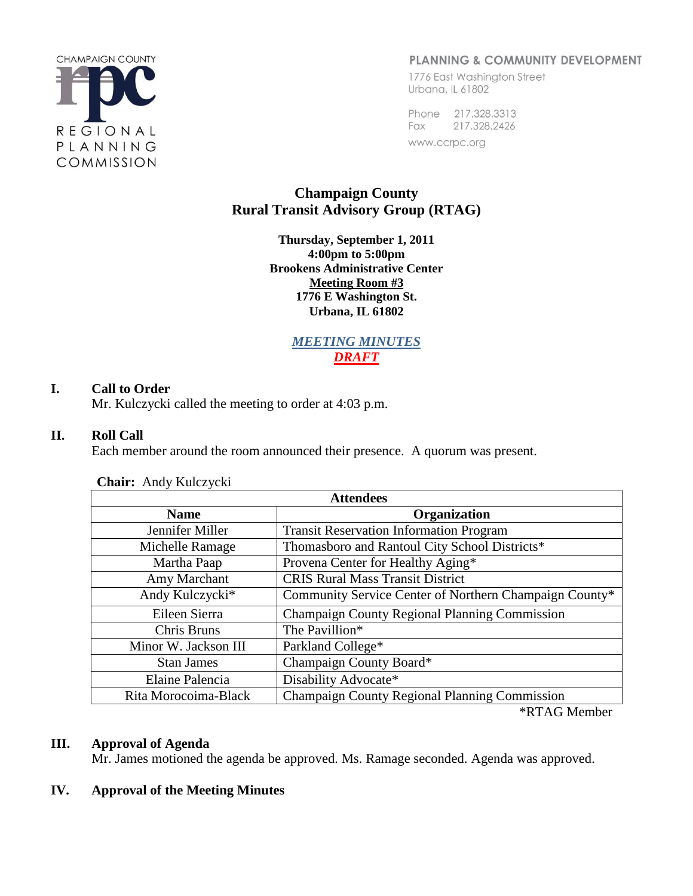CHAMPAIGN COUNTY
REGIONAL PLANNING COMMISSION

PLANNING & COMMUNITY DEVELOPMENT
1776 East Washington Street
Urbana, IL 61802

Phone 217.328.3313
Fax 217.328.2426
www.ccrpc.org

# Champaign County
# Rural Transit Advisory Group (RTAG)

**Thursday, September 1, 2011**
**4:00pm to 5:00pm**
**Brookens Administrative Center**
**Meeting Room #3**
**1776 E Washington St.**
**Urbana, IL 61802**

***MEETING MINUTES***
***DRAFT***

## I. Call to Order

Mr. Kulczycki called the meeting to order at 4:03 p.m.

## II. Roll Call

Each member around the room announced their presence. A quorum was present.

**Chair:** Andy Kulczycki

| Attendees | |
|---|---|
| **Name** | **Organization** |
| Jennifer Miller | Transit Reservation Information Program |
| Michelle Ramage | Thomasboro and Rantoul City School Districts* |
| Martha Paap | Provena Center for Healthy Aging* |
| Amy Marchant | CRIS Rural Mass Transit District |
| Andy Kulczycki* | Community Service Center of Northern Champaign County* |
| Eileen Sierra | Champaign County Regional Planning Commission |
| Chris Bruns | The Pavillion* |
| Minor W. Jackson III | Parkland College* |
| Stan James | Champaign County Board* |
| Elaine Palencia | Disability Advocate* |
| Rita Morocoima-Black | Champaign County Regional Planning Commission |

*RTAG Member

## III. Approval of Agenda

Mr. James motioned the agenda be approved. Ms. Ramage seconded. Agenda was approved.

## IV. Approval of the Meeting Minutes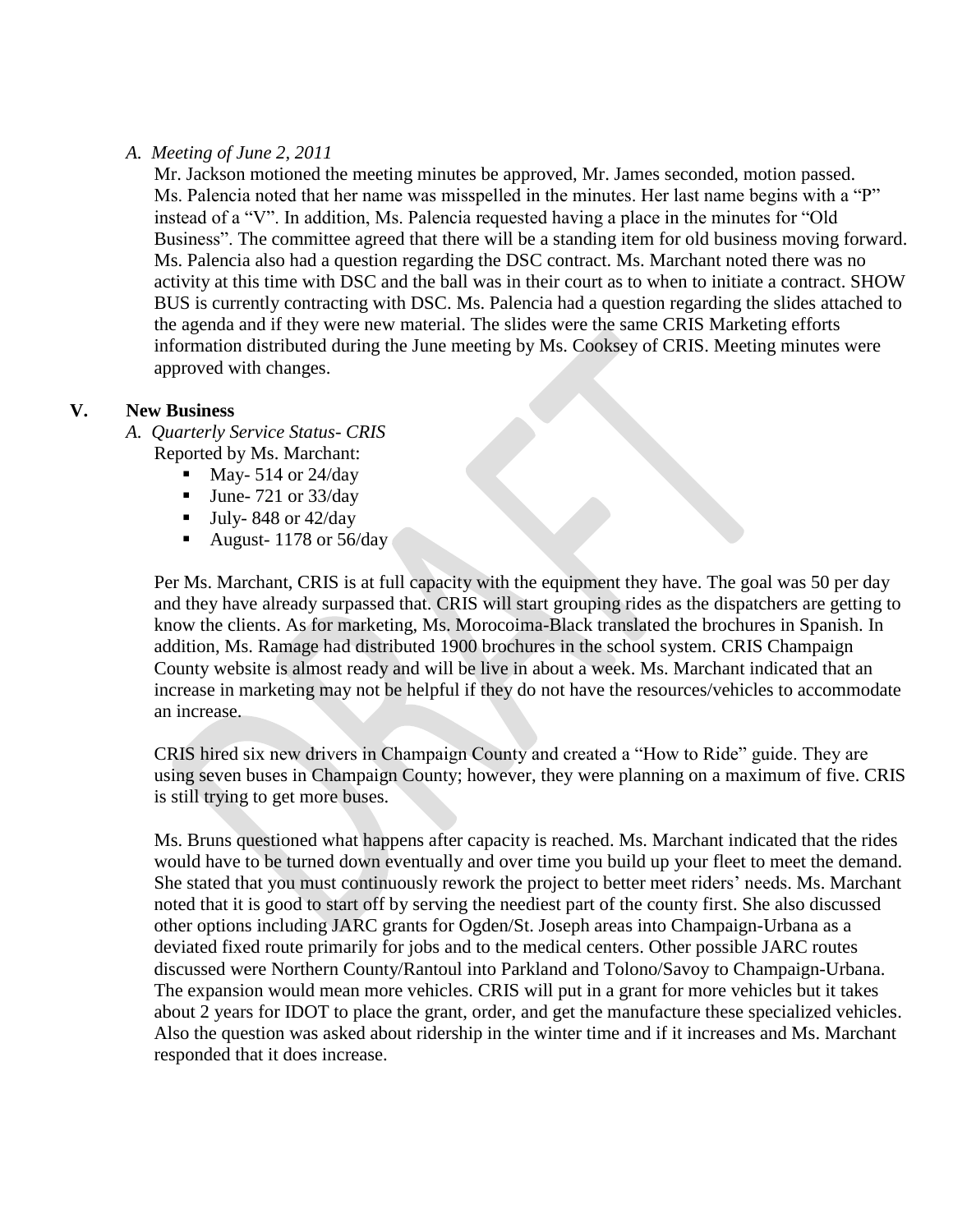*A. Meeting of June 2, 2011*

Mr. Jackson motioned the meeting minutes be approved, Mr. James seconded, motion passed. Ms. Palencia noted that her name was misspelled in the minutes. Her last name begins with a "P" instead of a "V". In addition, Ms. Palencia requested having a place in the minutes for "Old Business". The committee agreed that there will be a standing item for old business moving forward. Ms. Palencia also had a question regarding the DSC contract. Ms. Marchant noted there was no activity at this time with DSC and the ball was in their court as to when to initiate a contract. SHOW BUS is currently contracting with DSC. Ms. Palencia had a question regarding the slides attached to the agenda and if they were new material. The slides were the same CRIS Marketing efforts information distributed during the June meeting by Ms. Cooksey of CRIS. Meeting minutes were approved with changes.

## V. New Business

*A. Quarterly Service Status- CRIS*

Reported by Ms. Marchant:

- May- 514 or 24/day
- June- 721 or 33/day
- July- 848 or 42/day
- August- 1178 or 56/day

Per Ms. Marchant, CRIS is at full capacity with the equipment they have. The goal was 50 per day and they have already surpassed that. CRIS will start grouping rides as the dispatchers are getting to know the clients. As for marketing, Ms. Morocoima-Black translated the brochures in Spanish. In addition, Ms. Ramage had distributed 1900 brochures in the school system. CRIS Champaign County website is almost ready and will be live in about a week. Ms. Marchant indicated that an increase in marketing may not be helpful if they do not have the resources/vehicles to accommodate an increase.

CRIS hired six new drivers in Champaign County and created a "How to Ride" guide. They are using seven buses in Champaign County; however, they were planning on a maximum of five. CRIS is still trying to get more buses.

Ms. Bruns questioned what happens after capacity is reached. Ms. Marchant indicated that the rides would have to be turned down eventually and over time you build up your fleet to meet the demand. She stated that you must continuously rework the project to better meet riders' needs. Ms. Marchant noted that it is good to start off by serving the neediest part of the county first. She also discussed other options including JARC grants for Ogden/St. Joseph areas into Champaign-Urbana as a deviated fixed route primarily for jobs and to the medical centers. Other possible JARC routes discussed were Northern County/Rantoul into Parkland and Tolono/Savoy to Champaign-Urbana. The expansion would mean more vehicles. CRIS will put in a grant for more vehicles but it takes about 2 years for IDOT to place the grant, order, and get the manufacture these specialized vehicles. Also the question was asked about ridership in the winter time and if it increases and Ms. Marchant responded that it does increase.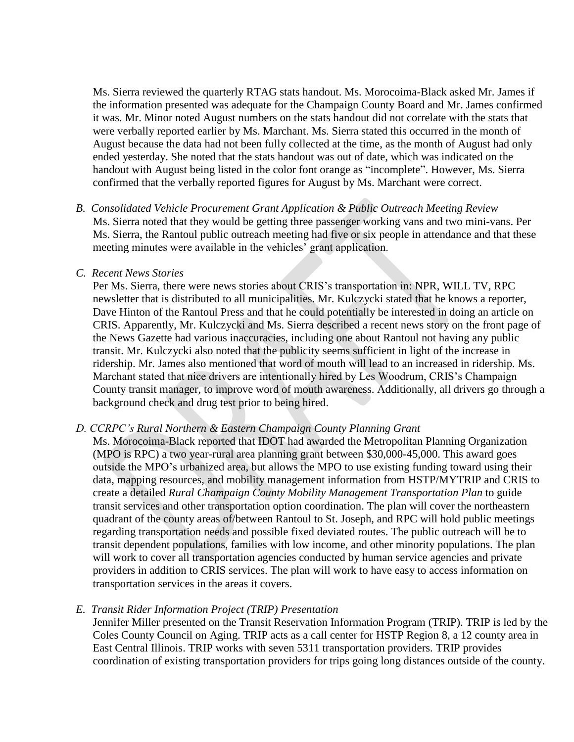Ms. Sierra reviewed the quarterly RTAG stats handout. Ms. Morocoima-Black asked Mr. James if the information presented was adequate for the Champaign County Board and Mr. James confirmed it was. Mr. Minor noted August numbers on the stats handout did not correlate with the stats that were verbally reported earlier by Ms. Marchant. Ms. Sierra stated this occurred in the month of August because the data had not been fully collected at the time, as the month of August had only ended yesterday. She noted that the stats handout was out of date, which was indicated on the handout with August being listed in the color font orange as "incomplete". However, Ms. Sierra confirmed that the verbally reported figures for August by Ms. Marchant were correct.

*B. Consolidated Vehicle Procurement Grant Application & Public Outreach Meeting Review*

Ms. Sierra noted that they would be getting three passenger working vans and two mini-vans. Per Ms. Sierra, the Rantoul public outreach meeting had five or six people in attendance and that these meeting minutes were available in the vehicles' grant application.

*C. Recent News Stories*

Per Ms. Sierra, there were news stories about CRIS's transportation in: NPR, WILL TV, RPC newsletter that is distributed to all municipalities. Mr. Kulczycki stated that he knows a reporter, Dave Hinton of the Rantoul Press and that he could potentially be interested in doing an article on CRIS. Apparently, Mr. Kulczycki and Ms. Sierra described a recent news story on the front page of the News Gazette had various inaccuracies, including one about Rantoul not having any public transit. Mr. Kulczycki also noted that the publicity seems sufficient in light of the increase in ridership. Mr. James also mentioned that word of mouth will lead to an increased in ridership. Ms. Marchant stated that nice drivers are intentionally hired by Les Woodrum, CRIS's Champaign County transit manager, to improve word of mouth awareness. Additionally, all drivers go through a background check and drug test prior to being hired.

*D. CCRPC's Rural Northern & Eastern Champaign County Planning Grant*

Ms. Morocoima-Black reported that IDOT had awarded the Metropolitan Planning Organization (MPO is RPC) a two year-rural area planning grant between $30,000-45,000. This award goes outside the MPO's urbanized area, but allows the MPO to use existing funding toward using their data, mapping resources, and mobility management information from HSTP/MYTRIP and CRIS to create a detailed *Rural Champaign County Mobility Management Transportation Plan* to guide transit services and other transportation option coordination. The plan will cover the northeastern quadrant of the county areas of/between Rantoul to St. Joseph, and RPC will hold public meetings regarding transportation needs and possible fixed deviated routes. The public outreach will be to transit dependent populations, families with low income, and other minority populations. The plan will work to cover all transportation agencies conducted by human service agencies and private providers in addition to CRIS services. The plan will work to have easy to access information on transportation services in the areas it covers.

*E. Transit Rider Information Project (TRIP) Presentation*

Jennifer Miller presented on the Transit Reservation Information Program (TRIP). TRIP is led by the Coles County Council on Aging. TRIP acts as a call center for HSTP Region 8, a 12 county area in East Central Illinois. TRIP works with seven 5311 transportation providers. TRIP provides coordination of existing transportation providers for trips going long distances outside of the county.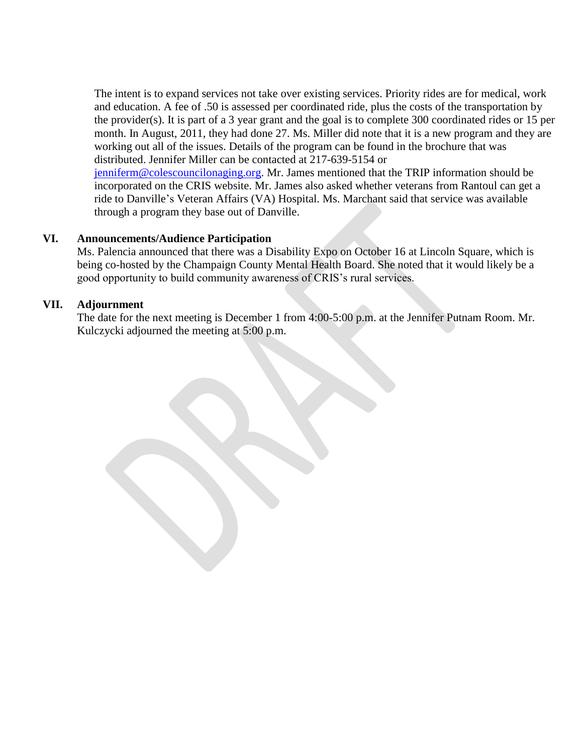The intent is to expand services not take over existing services. Priority rides are for medical, work and education. A fee of .50 is assessed per coordinated ride, plus the costs of the transportation by the provider(s). It is part of a 3 year grant and the goal is to complete 300 coordinated rides or 15 per month. In August, 2011, they had done 27. Ms. Miller did note that it is a new program and they are working out all of the issues. Details of the program can be found in the brochure that was distributed. Jennifer Miller can be contacted at 217-639-5154 or jenniferm@colescouncilonaging.org. Mr. James mentioned that the TRIP information should be incorporated on the CRIS website. Mr. James also asked whether veterans from Rantoul can get a ride to Danville's Veteran Affairs (VA) Hospital. Ms. Marchant said that service was available through a program they base out of Danville.

## VI. Announcements/Audience Participation

Ms. Palencia announced that there was a Disability Expo on October 16 at Lincoln Square, which is being co-hosted by the Champaign County Mental Health Board. She noted that it would likely be a good opportunity to build community awareness of CRIS's rural services.

## VII. Adjournment

The date for the next meeting is December 1 from 4:00-5:00 p.m. at the Jennifer Putnam Room. Mr. Kulczycki adjourned the meeting at 5:00 p.m.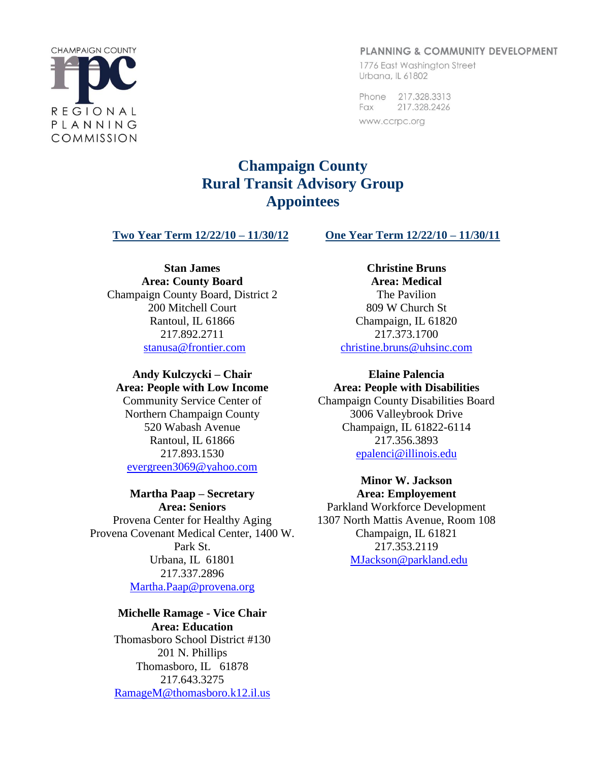CHAMPAIGN COUNTY
REGIONAL PLANNING COMMISSION

PLANNING & COMMUNITY DEVELOPMENT
1776 East Washington Street
Urbana, IL 61802

Phone 217.328.3313
Fax 217.328.2426
www.ccrpc.org

# Champaign County Rural Transit Advisory Group Appointees

## Two Year Term 12/22/10 – 11/30/12

**Stan James**
**Area: County Board**
Champaign County Board, District 2
200 Mitchell Court
Rantoul, IL 61866
217.892.2711
stanusa@frontier.com

**Andy Kulczycki – Chair**
**Area: People with Low Income**
Community Service Center of Northern Champaign County
520 Wabash Avenue
Rantoul, IL 61866
217.893.1530
evergreen3069@yahoo.com

**Martha Paap – Secretary**
**Area: Seniors**
Provena Center for Healthy Aging
Provena Covenant Medical Center, 1400 W. Park St.
Urbana, IL 61801
217.337.2896
Martha.Paap@provena.org

**Michelle Ramage - Vice Chair**
**Area: Education**
Thomasboro School District #130
201 N. Phillips
Thomasboro, IL 61878
217.643.3275
RamageM@thomasboro.k12.il.us

## One Year Term 12/22/10 – 11/30/11

**Christine Bruns**
**Area: Medical**
The Pavilion
809 W Church St
Champaign, IL 61820
217.373.1700
christine.bruns@uhsinc.com

**Elaine Palencia**
**Area: People with Disabilities**
Champaign County Disabilities Board
3006 Valleybrook Drive
Champaign, IL 61822-6114
217.356.3893
epalenci@illinois.edu

**Minor W. Jackson**
**Area: Employement**
Parkland Workforce Development
1307 North Mattis Avenue, Room 108
Champaign, IL 61821
217.353.2119
MJackson@parkland.edu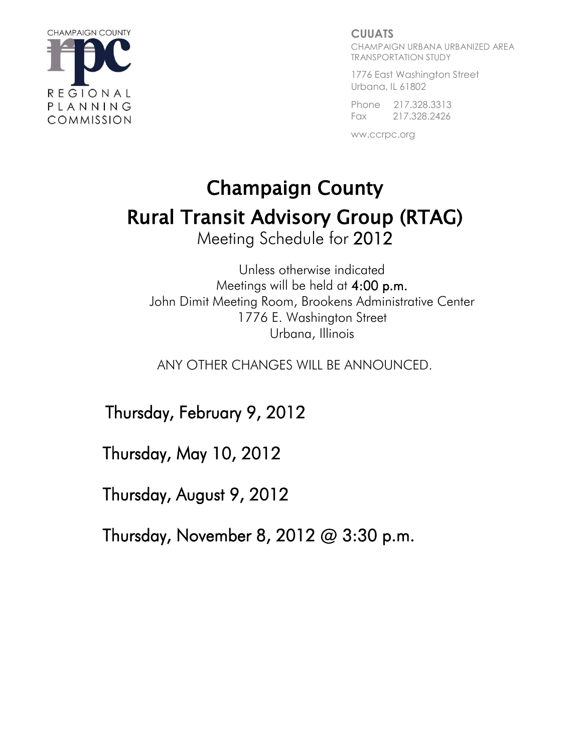CHAMPAIGN COUNTY

REGIONAL PLANNING COMMISSION

**CUUATS**

CHAMPAIGN URBANA URBANIZED AREA TRANSPORTATION STUDY

1776 East Washington Street
Urbana, IL 61802

Phone 217.328.3313
Fax 217.328.2426

ww.ccrpc.org

# Champaign County

# Rural Transit Advisory Group (RTAG)

Meeting Schedule for 2012

Unless otherwise indicated
Meetings will be held at 4:00 p.m.
John Dimit Meeting Room, Brookens Administrative Center
1776 E. Washington Street
Urbana, Illinois

ANY OTHER CHANGES WILL BE ANNOUNCED.

Thursday, February 9, 2012

Thursday, May 10, 2012

Thursday, August 9, 2012

Thursday, November 8, 2012 @ 3:30 p.m.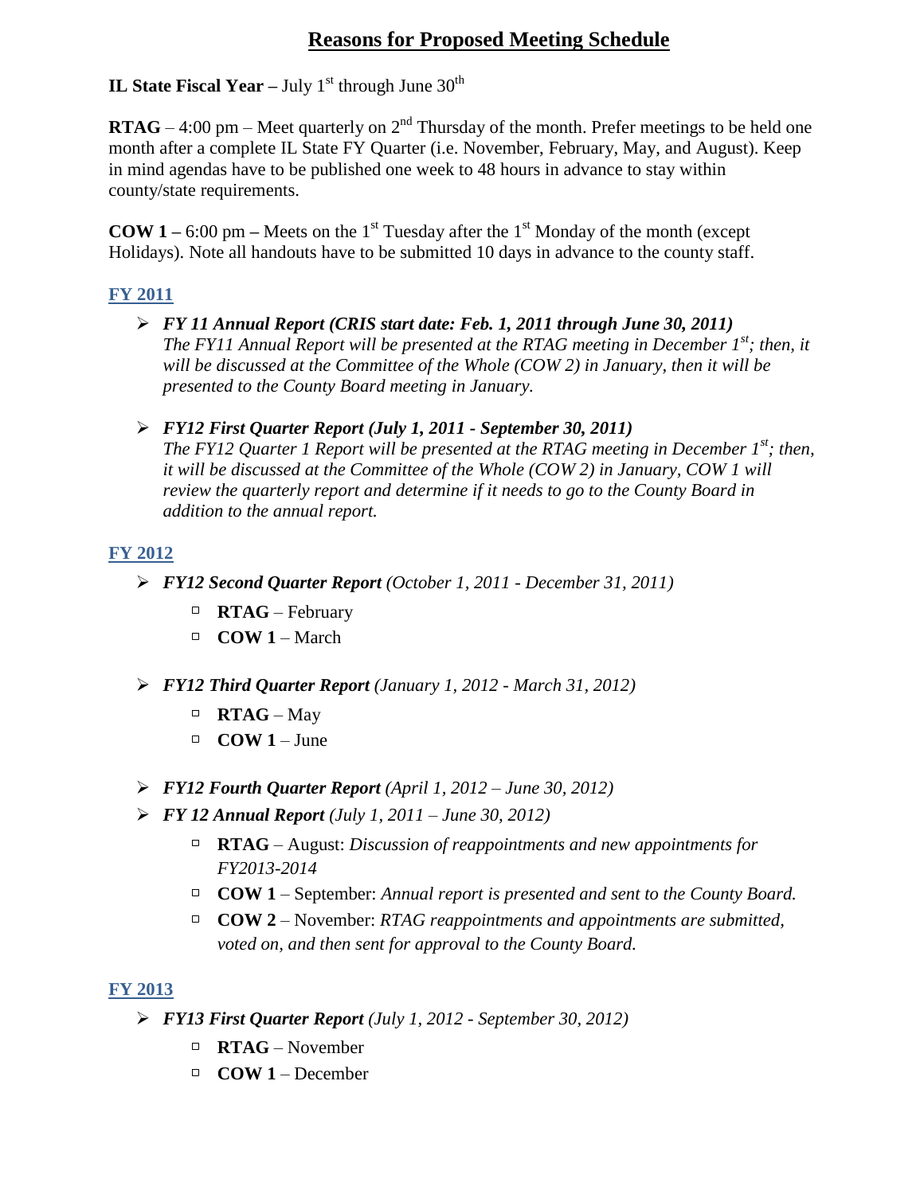# Reasons for Proposed Meeting Schedule

**IL State Fiscal Year –** July 1st through June 30th

**RTAG** – 4:00 pm – Meet quarterly on 2nd Thursday of the month. Prefer meetings to be held one month after a complete IL State FY Quarter (i.e. November, February, May, and August). Keep in mind agendas have to be published one week to 48 hours in advance to stay within county/state requirements.

**COW 1 –** 6:00 pm **–** Meets on the 1st Tuesday after the 1st Monday of the month (except Holidays). Note all handouts have to be submitted 10 days in advance to the county staff.

## FY 2011

- ***FY 11 Annual Report (CRIS start date: Feb. 1, 2011 through June 30, 2011)***
  *The FY11 Annual Report will be presented at the RTAG meeting in December 1st; then, it will be discussed at the Committee of the Whole (COW 2) in January, then it will be presented to the County Board meeting in January.*

- ***FY12 First Quarter Report (July 1, 2011 - September 30, 2011)***
  *The FY12 Quarter 1 Report will be presented at the RTAG meeting in December 1st; then, it will be discussed at the Committee of the Whole (COW 2) in January, COW 1 will review the quarterly report and determine if it needs to go to the County Board in addition to the annual report.*

## FY 2012

- ***FY12 Second Quarter Report*** *(October 1, 2011 - December 31, 2011)*
  - **RTAG** – February
  - **COW 1** – March

- ***FY12 Third Quarter Report*** *(January 1, 2012 - March 31, 2012)*
  - **RTAG** – May
  - **COW 1** – June

- ***FY12 Fourth Quarter Report*** *(April 1, 2012 – June 30, 2012)*
- ***FY 12 Annual Report*** *(July 1, 2011 – June 30, 2012)*
  - **RTAG** – August: *Discussion of reappointments and new appointments for FY2013-2014*
  - **COW 1** – September: *Annual report is presented and sent to the County Board.*
  - **COW 2** – November: *RTAG reappointments and appointments are submitted, voted on, and then sent for approval to the County Board.*

## FY 2013

- ***FY13 First Quarter Report*** *(July 1, 2012 - September 30, 2012)*
  - **RTAG** – November
  - **COW 1** – December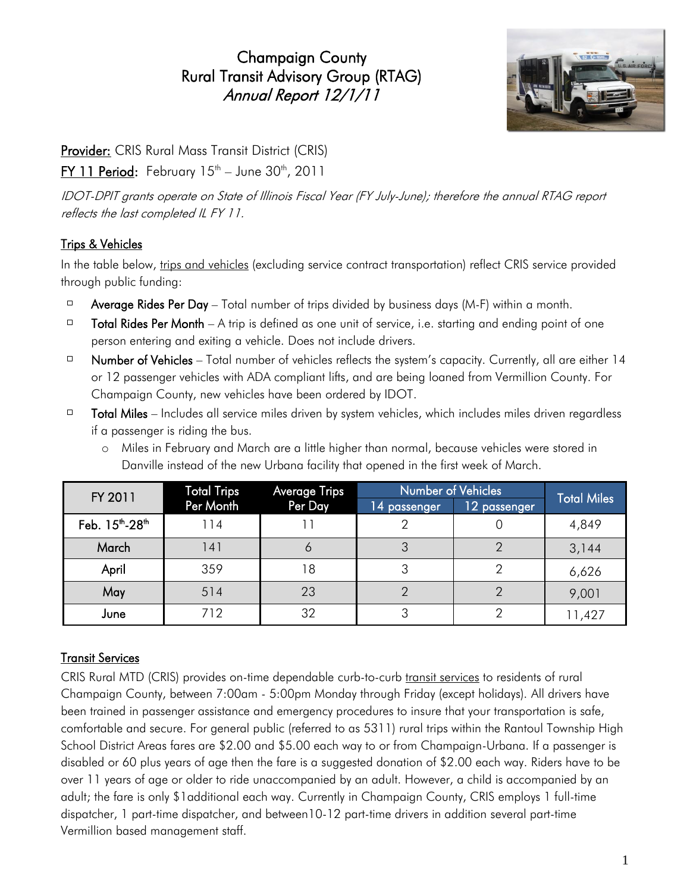# Champaign County
# Rural Transit Advisory Group (RTAG)
## *Annual Report 12/1/11*

**Provider:** CRIS Rural Mass Transit District (CRIS)

**FY 11 Period:** February 15th – June 30th, 2011

*IDOT-DPIT grants operate on State of Illinois Fiscal Year (FY July-June); therefore the annual RTAG report reflects the last completed IL FY 11.*

### Trips & Vehicles

In the table below, trips and vehicles (excluding service contract transportation) reflect CRIS service provided through public funding:

- **Average Rides Per Day** – Total number of trips divided by business days (M-F) within a month.
- **Total Rides Per Month** – A trip is defined as one unit of service, i.e. starting and ending point of one person entering and exiting a vehicle. Does not include drivers.
- **Number of Vehicles** – Total number of vehicles reflects the system's capacity. Currently, all are either 14 or 12 passenger vehicles with ADA compliant lifts, and are being loaned from Vermillion County. For Champaign County, new vehicles have been ordered by IDOT.
- **Total Miles** – Includes all service miles driven by system vehicles, which includes miles driven regardless if a passenger is riding the bus.
  - Miles in February and March are a little higher than normal, because vehicles were stored in Danville instead of the new Urbana facility that opened in the first week of March.

| FY 2011 | Total Trips Per Month | Average Trips Per Day | Number of Vehicles | | Total Miles |
|---|---|---|---|---|---|
| | | | 14 passenger | 12 passenger | |
| Feb. 15th-28th | 114 | 11 | 2 | 0 | 4,849 |
| March | 141 | 6 | 3 | 2 | 3,144 |
| April | 359 | 18 | 3 | 2 | 6,626 |
| May | 514 | 23 | 2 | 2 | 9,001 |
| June | 712 | 32 | 3 | 2 | 11,427 |

### Transit Services

CRIS Rural MTD (CRIS) provides on-time dependable curb-to-curb transit services to residents of rural Champaign County, between 7:00am - 5:00pm Monday through Friday (except holidays). All drivers have been trained in passenger assistance and emergency procedures to insure that your transportation is safe, comfortable and secure. For general public (referred to as 5311) rural trips within the Rantoul Township High School District Areas fares are $2.00 and $5.00 each way to or from Champaign-Urbana. If a passenger is disabled or 60 plus years of age then the fare is a suggested donation of $2.00 each way. Riders have to be over 11 years of age or older to ride unaccompanied by an adult. However, a child is accompanied by an adult; the fare is only $1additional each way. Currently in Champaign County, CRIS employs 1 full-time dispatcher, 1 part-time dispatcher, and between10-12 part-time drivers in addition several part-time Vermillion based management staff.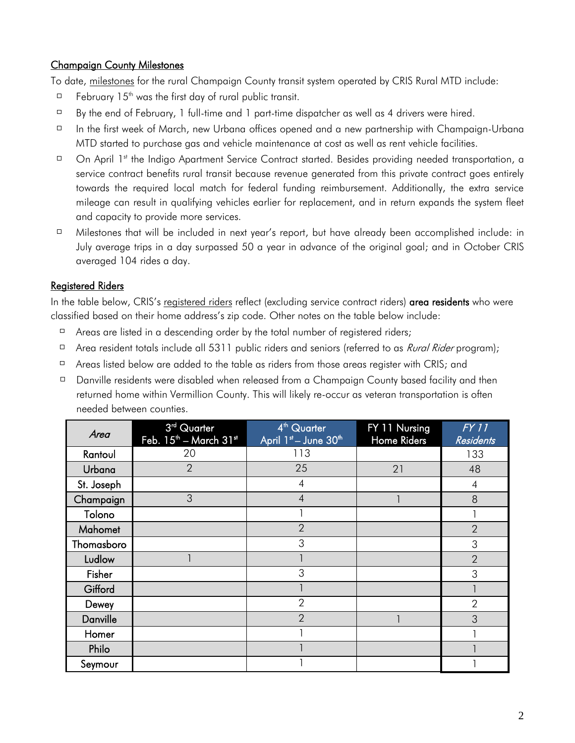## Champaign County Milestones

To date, milestones for the rural Champaign County transit system operated by CRIS Rural MTD include:

- February 15th was the first day of rural public transit.
- By the end of February, 1 full-time and 1 part-time dispatcher as well as 4 drivers were hired.
- In the first week of March, new Urbana offices opened and a new partnership with Champaign-Urbana MTD started to purchase gas and vehicle maintenance at cost as well as rent vehicle facilities.
- On April 1st the Indigo Apartment Service Contract started. Besides providing needed transportation, a service contract benefits rural transit because revenue generated from this private contract goes entirely towards the required local match for federal funding reimbursement. Additionally, the extra service mileage can result in qualifying vehicles earlier for replacement, and in return expands the system fleet and capacity to provide more services.
- Milestones that will be included in next year's report, but have already been accomplished include: in July average trips in a day surpassed 50 a year in advance of the original goal; and in October CRIS averaged 104 rides a day.

## Registered Riders

In the table below, CRIS's registered riders reflect (excluding service contract riders) **area residents** who were classified based on their home address's zip code. Other notes on the table below include:

- Areas are listed in a descending order by the total number of registered riders;
- Area resident totals include all 5311 public riders and seniors (referred to as *Rural Rider* program);
- Areas listed below are added to the table as riders from those areas register with CRIS; and
- Danville residents were disabled when released from a Champaign County based facility and then returned home within Vermillion County. This will likely re-occur as veteran transportation is often needed between counties.

| *Area* | 3rd Quarter Feb. 15th – March 31st | 4th Quarter April 1st – June 30th | FY 11 Nursing Home Riders | *FY 11 Residents* |
|---|---|---|---|---|
| Rantoul | 20 | 113 | | 133 |
| Urbana | 2 | 25 | 21 | 48 |
| St. Joseph | | 4 | | 4 |
| Champaign | 3 | 4 | 1 | 8 |
| Tolono | | 1 | | 1 |
| Mahomet | | 2 | | 2 |
| Thomasboro | | 3 | | 3 |
| Ludlow | 1 | 1 | | 2 |
| Fisher | | 3 | | 3 |
| Gifford | | 1 | | 1 |
| Dewey | | 2 | | 2 |
| Danville | | 2 | 1 | 3 |
| Homer | | 1 | | 1 |
| Philo | | 1 | | 1 |
| Seymour | | 1 | | 1 |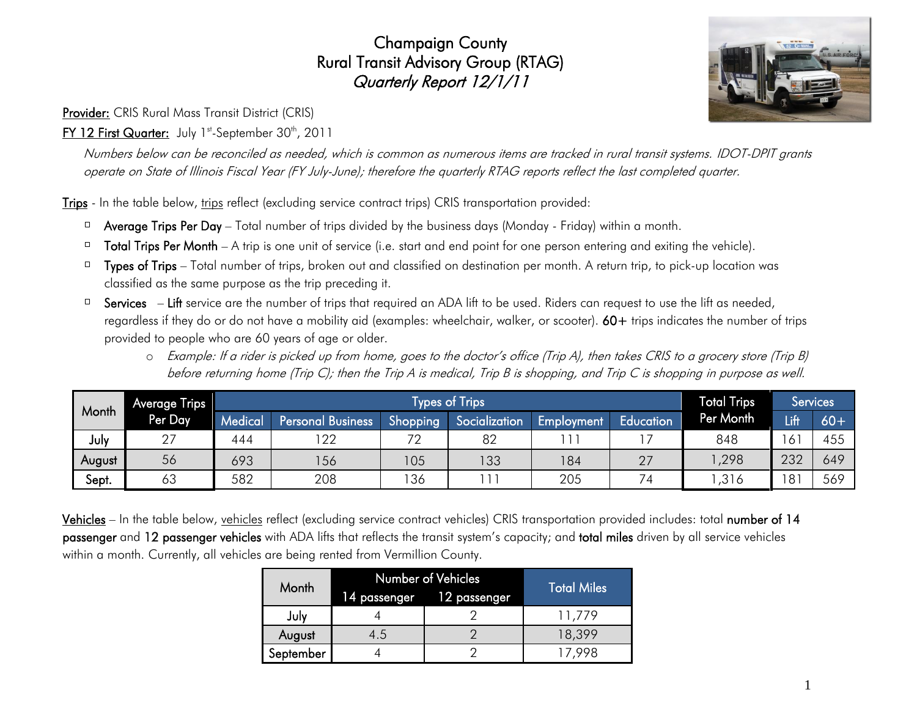# Champaign County
# Rural Transit Advisory Group (RTAG)
## *Quarterly Report 12/1/11*

**Provider:** CRIS Rural Mass Transit District (CRIS)

**FY 12 First Quarter:** July 1st-September 30th, 2011

*Numbers below can be reconciled as needed, which is common as numerous items are tracked in rural transit systems. IDOT-DPIT grants operate on State of Illinois Fiscal Year (FY July-June); therefore the quarterly RTAG reports reflect the last completed quarter.*

**Trips** - In the table below, trips reflect (excluding service contract trips) CRIS transportation provided:

- **Average Trips Per Day** – Total number of trips divided by the business days (Monday - Friday) within a month.
- **Total Trips Per Month** – A trip is one unit of service (i.e. start and end point for one person entering and exiting the vehicle).
- **Types of Trips** – Total number of trips, broken out and classified on destination per month. A return trip, to pick-up location was classified as the same purpose as the trip preceding it.
- **Services** – **Lift** service are the number of trips that required an ADA lift to be used. Riders can request to use the lift as needed, regardless if they do or do not have a mobility aid (examples: wheelchair, walker, or scooter). **60+** trips indicates the number of trips provided to people who are 60 years of age or older.
  - *Example: If a rider is picked up from home, goes to the doctor's office (Trip A), then takes CRIS to a grocery store (Trip B) before returning home (Trip C); then the Trip A is medical, Trip B is shopping, and Trip C is shopping in purpose as well.*

| Month | Average Trips Per Day | Types of Trips | | | | | | Total Trips Per Month | Services | |
|---|---|---|---|---|---|---|---|---|---|---|
| | | Medical | Personal Business | Shopping | Socialization | Employment | Education | | Lift | 60+ |
| July | 27 | 444 | 122 | 72 | 82 | 111 | 17 | 848 | 161 | 455 |
| August | 56 | 693 | 156 | 105 | 133 | 184 | 27 | 1,298 | 232 | 649 |
| Sept. | 63 | 582 | 208 | 136 | 111 | 205 | 74 | 1,316 | 181 | 569 |

**Vehicles** – In the table below, vehicles reflect (excluding service contract vehicles) CRIS transportation provided includes: total **number of 14 passenger** and **12 passenger vehicles** with ADA lifts that reflects the transit system's capacity; and **total miles** driven by all service vehicles within a month. Currently, all vehicles are being rented from Vermillion County.

| Month | Number of Vehicles | | Total Miles |
|---|---|---|---|
| | 14 passenger | 12 passenger | |
| July | 4 | 2 | 11,779 |
| August | 4.5 | 2 | 18,399 |
| September | 4 | 2 | 17,998 |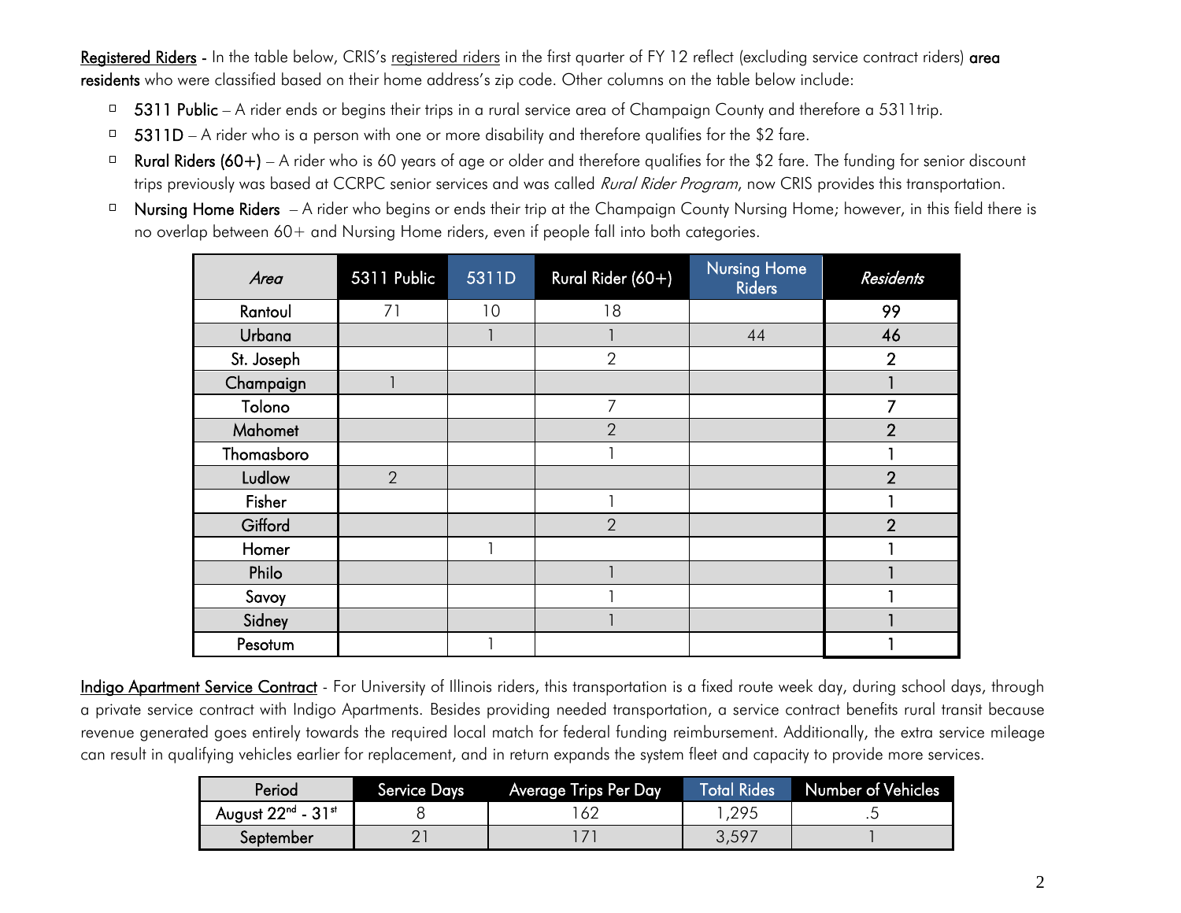Registered Riders - In the table below, CRIS's registered riders in the first quarter of FY 12 reflect (excluding service contract riders) **area residents** who were classified based on their home address's zip code. Other columns on the table below include:

- 5311 Public – A rider ends or begins their trips in a rural service area of Champaign County and therefore a 5311trip.
- 5311D – A rider who is a person with one or more disability and therefore qualifies for the $2 fare.
- Rural Riders (60+) – A rider who is 60 years of age or older and therefore qualifies for the $2 fare. The funding for senior discount trips previously was based at CCRPC senior services and was called *Rural Rider Program*, now CRIS provides this transportation.
- Nursing Home Riders – A rider who begins or ends their trip at the Champaign County Nursing Home; however, in this field there is no overlap between 60+ and Nursing Home riders, even if people fall into both categories.

| *Area* | 5311 Public | 5311D | Rural Rider (60+) | Nursing Home Riders | *Residents* |
|---|---|---|---|---|---|
| Rantoul | 71 | 10 | 18 | | **99** |
| Urbana | | 1 | 1 | 44 | **46** |
| St. Joseph | | | 2 | | **2** |
| Champaign | 1 | | | | **1** |
| Tolono | | | 7 | | **7** |
| Mahomet | | | 2 | | **2** |
| Thomasboro | | | 1 | | **1** |
| Ludlow | 2 | | | | **2** |
| Fisher | | | 1 | | **1** |
| Gifford | | | 2 | | **2** |
| Homer | | 1 | | | **1** |
| Philo | | | 1 | | **1** |
| Savoy | | | 1 | | **1** |
| Sidney | | | 1 | | **1** |
| Pesotum | | 1 | | | **1** |

Indigo Apartment Service Contract - For University of Illinois riders, this transportation is a fixed route week day, during school days, through a private service contract with Indigo Apartments. Besides providing needed transportation, a service contract benefits rural transit because revenue generated goes entirely towards the required local match for federal funding reimbursement. Additionally, the extra service mileage can result in qualifying vehicles earlier for replacement, and in return expands the system fleet and capacity to provide more services.

| Period | Service Days | Average Trips Per Day | Total Rides | Number of Vehicles |
|---|---|---|---|---|
| August 22nd - 31st | 8 | 162 | 1,295 | .5 |
| September | 21 | 171 | 3,597 | 1 |